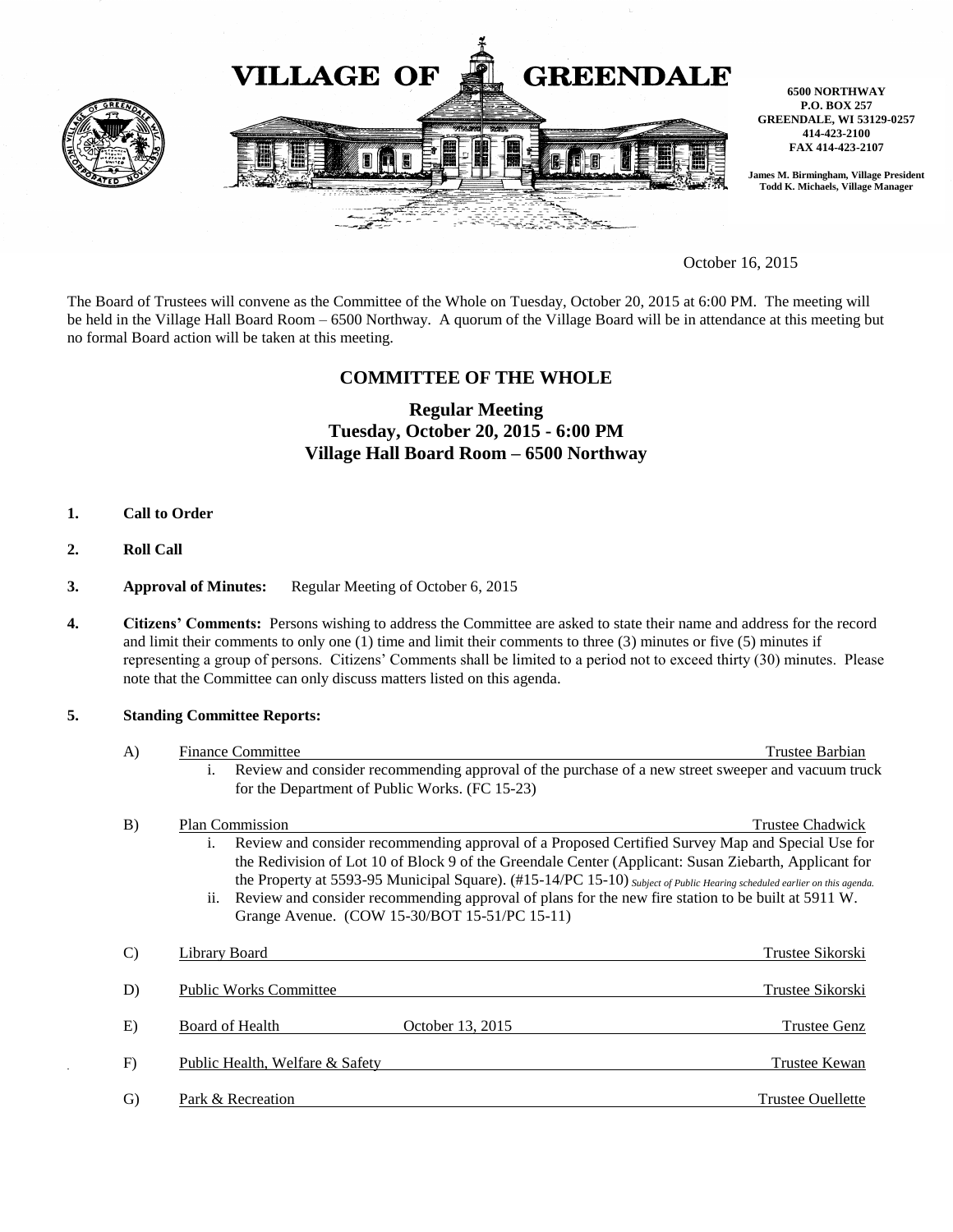# VILLAGE OF GREENDALE

**6500 NORTHWAY**
**P.O. BOX 257**
**GREENDALE, WI 53129-0257**
**414-423-2100**
**FAX 414-423-2107**

**James M. Birmingham, Village President**
**Todd K. Michaels, Village Manager**

October 16, 2015

The Board of Trustees will convene as the Committee of the Whole on Tuesday, October 20, 2015 at 6:00 PM. The meeting will be held in the Village Hall Board Room – 6500 Northway. A quorum of the Village Board will be in attendance at this meeting but no formal Board action will be taken at this meeting.

## COMMITTEE OF THE WHOLE

### Regular Meeting
### Tuesday, October 20, 2015 - 6:00 PM
### Village Hall Board Room – 6500 Northway

1. **Call to Order**

2. **Roll Call**

3. **Approval of Minutes:** Regular Meeting of October 6, 2015

4. **Citizens' Comments:** Persons wishing to address the Committee are asked to state their name and address for the record and limit their comments to only one (1) time and limit their comments to three (3) minutes or five (5) minutes if representing a group of persons. Citizens' Comments shall be limited to a period not to exceed thirty (30) minutes. Please note that the Committee can only discuss matters listed on this agenda.

5. **Standing Committee Reports:**

   A) Finance Committee — Trustee Barbian
      i. Review and consider recommending approval of the purchase of a new street sweeper and vacuum truck for the Department of Public Works. (FC 15-23)

   B) Plan Commission — Trustee Chadwick
      i. Review and consider recommending approval of a Proposed Certified Survey Map and Special Use for the Redivision of Lot 10 of Block 9 of the Greendale Center (Applicant: Susan Ziebarth, Applicant for the Property at 5593-95 Municipal Square). (#15-14/PC 15-10) *Subject of Public Hearing scheduled earlier on this agenda.*
      ii. Review and consider recommending approval of plans for the new fire station to be built at 5911 W. Grange Avenue. (COW 15-30/BOT 15-51/PC 15-11)

   C) Library Board — Trustee Sikorski

   D) Public Works Committee — Trustee Sikorski

   E) Board of Health — October 13, 2015 — Trustee Genz

   F) Public Health, Welfare & Safety — Trustee Kewan

   G) Park & Recreation — Trustee Ouellette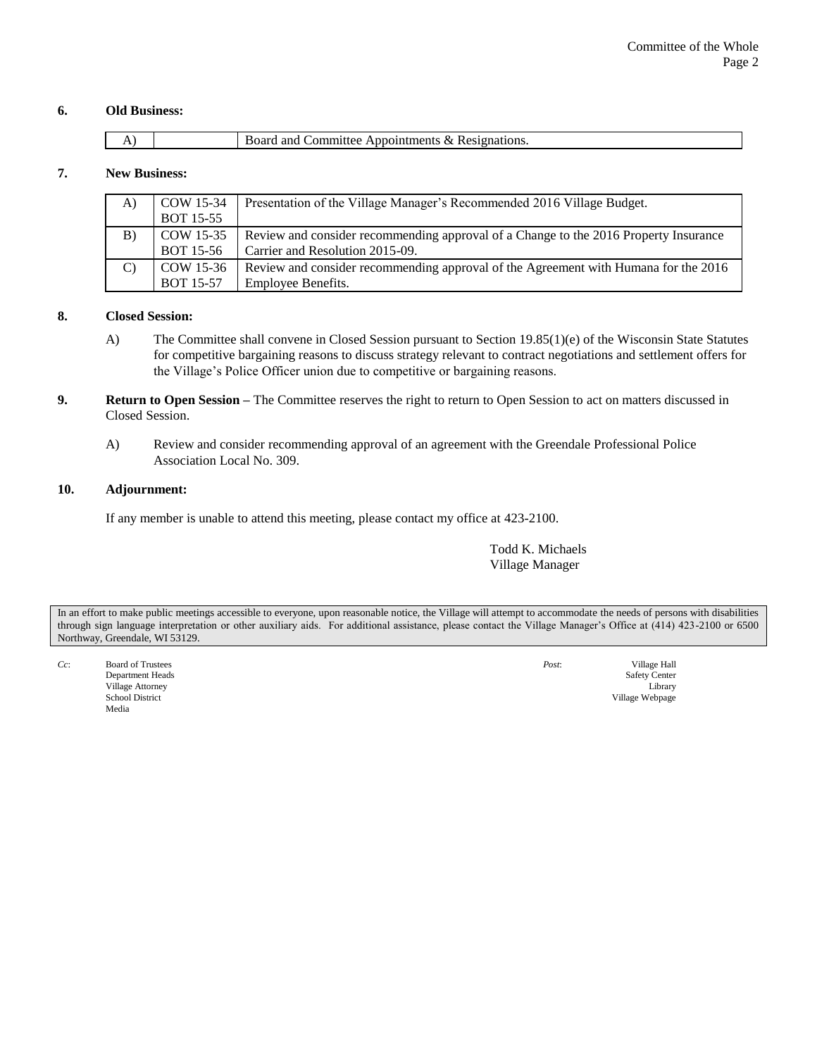**6. Old Business:**

| | | |
|---|---|---|
| A) | | Board and Committee Appointments & Resignations. |

**7. New Business:**

| | | |
|---|---|---|
| A) | COW 15-34 BOT 15-55 | Presentation of the Village Manager's Recommended 2016 Village Budget. |
| B) | COW 15-35 BOT 15-56 | Review and consider recommending approval of a Change to the 2016 Property Insurance Carrier and Resolution 2015-09. |
| C) | COW 15-36 BOT 15-57 | Review and consider recommending approval of the Agreement with Humana for the 2016 Employee Benefits. |

**8. Closed Session:**

A) The Committee shall convene in Closed Session pursuant to Section 19.85(1)(e) of the Wisconsin State Statutes for competitive bargaining reasons to discuss strategy relevant to contract negotiations and settlement offers for the Village's Police Officer union due to competitive or bargaining reasons.

**9. Return to Open Session –** The Committee reserves the right to return to Open Session to act on matters discussed in Closed Session.

A) Review and consider recommending approval of an agreement with the Greendale Professional Police Association Local No. 309.

**10. Adjournment:**

If any member is unable to attend this meeting, please contact my office at 423-2100.

Todd K. Michaels
Village Manager

In an effort to make public meetings accessible to everyone, upon reasonable notice, the Village will attempt to accommodate the needs of persons with disabilities through sign language interpretation or other auxiliary aids. For additional assistance, please contact the Village Manager's Office at (414) 423-2100 or 6500 Northway, Greendale, WI 53129.

*Cc*: Board of Trustees
Department Heads
Village Attorney
School District
Media

*Post*: Village Hall
Safety Center
Library
Village Webpage